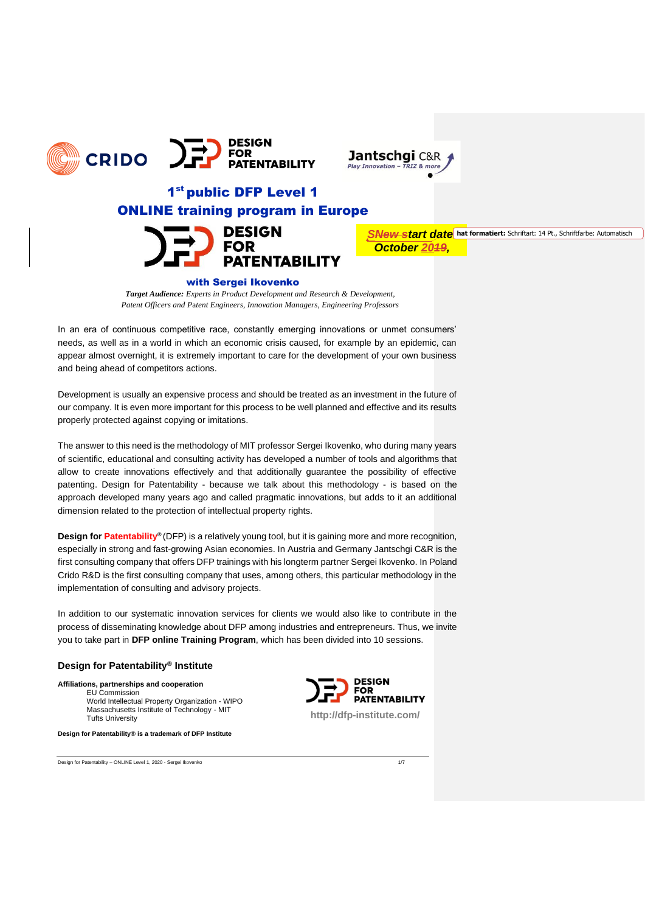# 1st public DFP Level 1

# ONLINE training program in Europe

SNew start date
October 2019,

hat formatiert: Schriftart: 14 Pt., Schriftfarbe: Automatisch

**with Sergei Ikovenko**

***Target Audience:*** *Experts in Product Development and Research & Development, Patent Officers and Patent Engineers, Innovation Managers, Engineering Professors*

In an era of continuous competitive race, constantly emerging innovations or unmet consumers' needs, as well as in a world in which an economic crisis caused, for example by an epidemic, can appear almost overnight, it is extremely important to care for the development of your own business and being ahead of competitors actions.

Development is usually an expensive process and should be treated as an investment in the future of our company. It is even more important for this process to be well planned and effective and its results properly protected against copying or imitations.

The answer to this need is the methodology of MIT professor Sergei Ikovenko, who during many years of scientific, educational and consulting activity has developed a number of tools and algorithms that allow to create innovations effectively and that additionally guarantee the possibility of effective patenting. Design for Patentability - because we talk about this methodology - is based on the approach developed many years ago and called pragmatic innovations, but adds to it an additional dimension related to the protection of intellectual property rights.

**Design for Patentability®** (DFP) is a relatively young tool, but it is gaining more and more recognition, especially in strong and fast-growing Asian economies. In Austria and Germany Jantschgi C&R is the first consulting company that offers DFP trainings with his longterm partner Sergei Ikovenko. In Poland Crido R&D is the first consulting company that uses, among others, this particular methodology in the implementation of consulting and advisory projects.

In addition to our systematic innovation services for clients we would also like to contribute in the process of disseminating knowledge about DFP among industries and entrepreneurs. Thus, we invite you to take part in **DFP online Training Program**, which has been divided into 10 sessions.

## Design for Patentability® Institute

**Affiliations, partnerships and cooperation**

- EU Commission
- World Intellectual Property Organization - WIPO
- Massachusetts Institute of Technology - MIT
- Tufts University

http://dfp-institute.com/

**Design for Patentability® is a trademark of DFP Institute**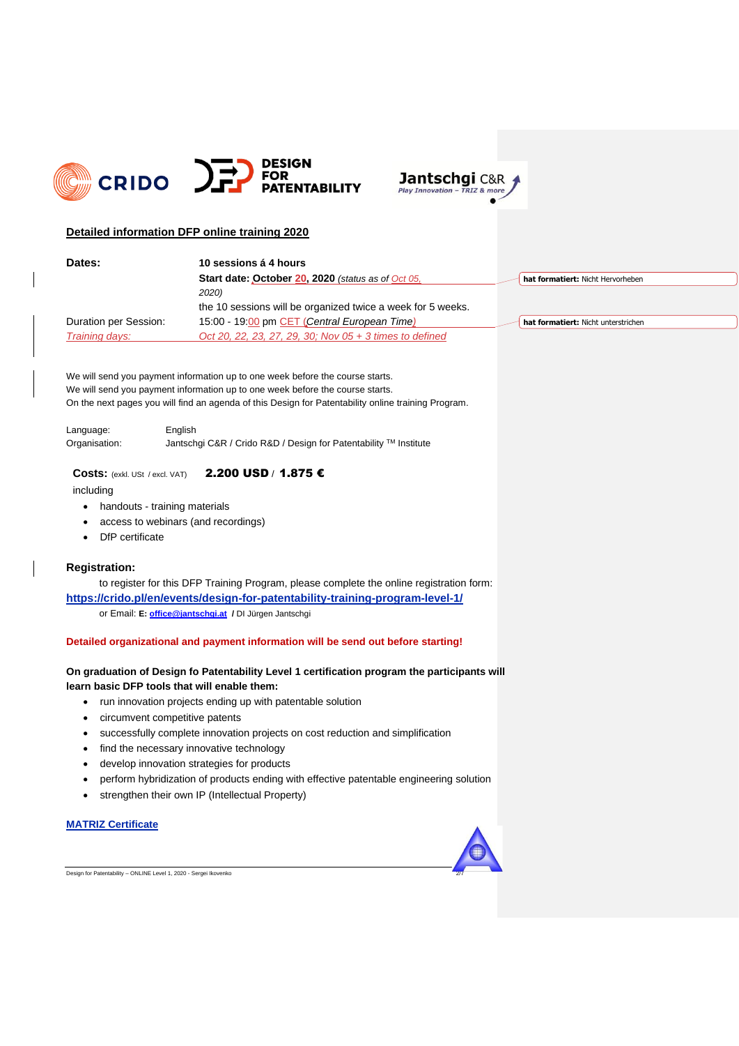## Detailed information DFP online training 2020

| **Dates:** | **10 sessions á 4 hours** |
|---|---|
| | **Start date: October 20, 2020** *(status as of Oct 05, 2020)* |
| | the 10 sessions will be organized twice a week for 5 weeks. |
| Duration per Session: | 15:00 - 19:00 pm CET (*Central European Time*) |
| *Training days:* | *Oct 20, 22, 23, 27, 29, 30; Nov 05 + 3 times to defined* |

We will send you payment information up to one week before the course starts.
We will send you payment information up to one week before the course starts.
On the next pages you will find an agenda of this Design for Patentability online training Program.

| | |
|---|---|
| Language: | English |
| Organisation: | Jantschgi C&R / Crido R&D / Design for Patentability ™ Institute |

**Costs:** (exkl. USt / excl. VAT) **2.200 USD** / **1.875 €**

including

- handouts - training materials
- access to webinars (and recordings)
- DfP certificate

**Registration:**

to register for this DFP Training Program, please complete the online registration form:
**https://crido.pl/en/events/design-for-patentability-training-program-level-1/**

or Email: **E: office@jantschgi.at** / DI Jürgen Jantschgi

**Detailed organizational and payment information will be send out before starting!**

**On graduation of Design fo Patentability Level 1 certification program the participants will learn basic DFP tools that will enable them:**

- run innovation projects ending up with patentable solution
- circumvent competitive patents
- successfully complete innovation projects on cost reduction and simplification
- find the necessary innovative technology
- develop innovation strategies for products
- perform hybridization of products ending with effective patentable engineering solution
- strengthen their own IP (Intellectual Property)

**MATRIZ Certificate**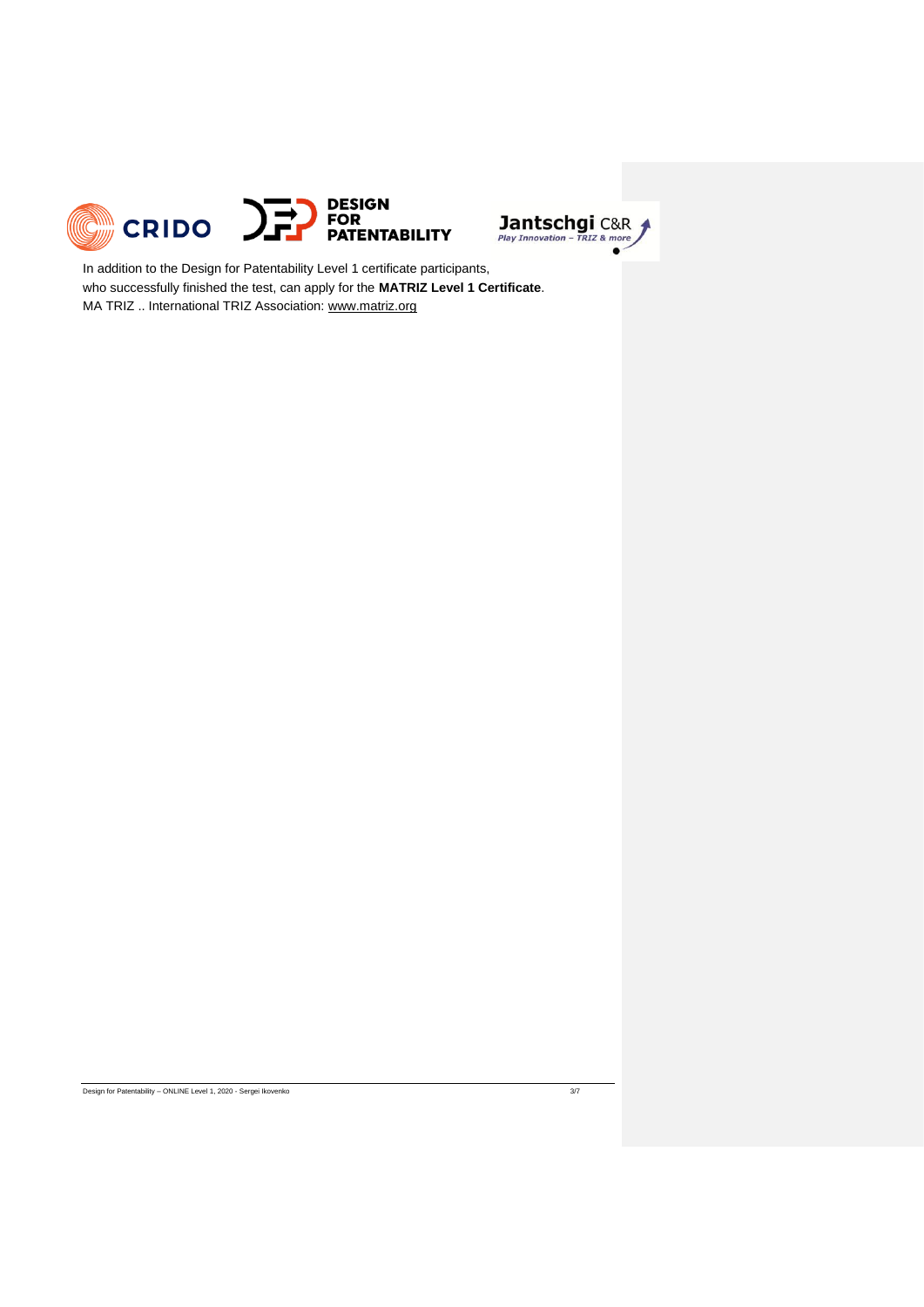In addition to the Design for Patentability Level 1 certificate participants, who successfully finished the test, can apply for the **MATRIZ Level 1 Certificate**. MA TRIZ .. International TRIZ Association: www.matriz.org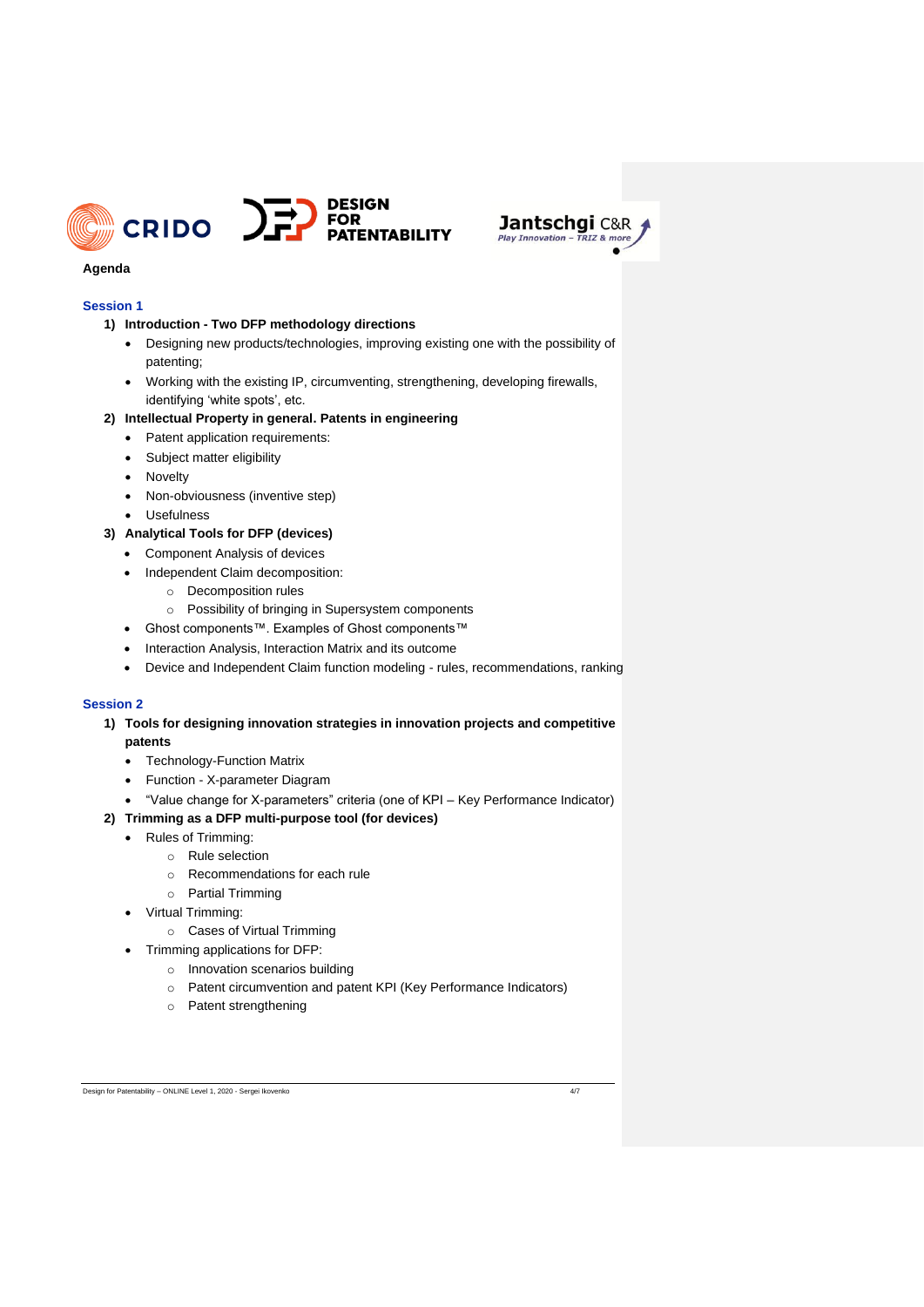**Agenda**

## Session 1

1) **Introduction - Two DFP methodology directions**
   - Designing new products/technologies, improving existing one with the possibility of patenting;
   - Working with the existing IP, circumventing, strengthening, developing firewalls, identifying 'white spots', etc.
2) **Intellectual Property in general. Patents in engineering**
   - Patent application requirements:
   - Subject matter eligibility
   - Novelty
   - Non-obviousness (inventive step)
   - Usefulness
3) **Analytical Tools for DFP (devices)**
   - Component Analysis of devices
   - Independent Claim decomposition:
     - Decomposition rules
     - Possibility of bringing in Supersystem components
   - Ghost components™. Examples of Ghost components™
   - Interaction Analysis, Interaction Matrix and its outcome
   - Device and Independent Claim function modeling - rules, recommendations, ranking

## Session 2

1) **Tools for designing innovation strategies in innovation projects and competitive patents**
   - Technology-Function Matrix
   - Function - X-parameter Diagram
   - "Value change for X-parameters" criteria (one of KPI – Key Performance Indicator)
2) **Trimming as a DFP multi-purpose tool (for devices)**
   - Rules of Trimming:
     - Rule selection
     - Recommendations for each rule
     - Partial Trimming
   - Virtual Trimming:
     - Cases of Virtual Trimming
   - Trimming applications for DFP:
     - Innovation scenarios building
     - Patent circumvention and patent KPI (Key Performance Indicators)
     - Patent strengthening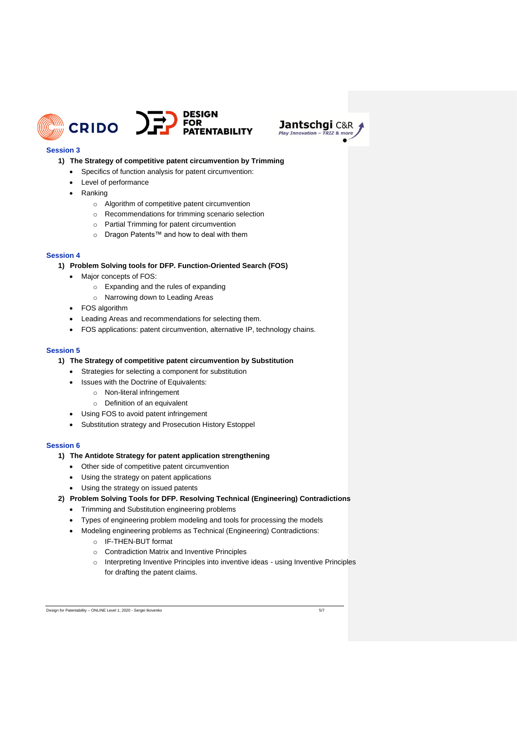### Session 3

1) **The Strategy of competitive patent circumvention by Trimming**
   - Specifics of function analysis for patent circumvention:
   - Level of performance
   - Ranking
     - Algorithm of competitive patent circumvention
     - Recommendations for trimming scenario selection
     - Partial Trimming for patent circumvention
     - Dragon Patents™ and how to deal with them

### Session 4

1) **Problem Solving tools for DFP. Function-Oriented Search (FOS)**
   - Major concepts of FOS:
     - Expanding and the rules of expanding
     - Narrowing down to Leading Areas
   - FOS algorithm
   - Leading Areas and recommendations for selecting them.
   - FOS applications: patent circumvention, alternative IP, technology chains.

### Session 5

1) **The Strategy of competitive patent circumvention by Substitution**
   - Strategies for selecting a component for substitution
   - Issues with the Doctrine of Equivalents:
     - Non-literal infringement
     - Definition of an equivalent
   - Using FOS to avoid patent infringement
   - Substitution strategy and Prosecution History Estoppel

### Session 6

1) **The Antidote Strategy for patent application strengthening**
   - Other side of competitive patent circumvention
   - Using the strategy on patent applications
   - Using the strategy on issued patents
2) **Problem Solving Tools for DFP. Resolving Technical (Engineering) Contradictions**
   - Trimming and Substitution engineering problems
   - Types of engineering problem modeling and tools for processing the models
   - Modeling engineering problems as Technical (Engineering) Contradictions:
     - IF-THEN-BUT format
     - Contradiction Matrix and Inventive Principles
     - Interpreting Inventive Principles into inventive ideas - using Inventive Principles for drafting the patent claims.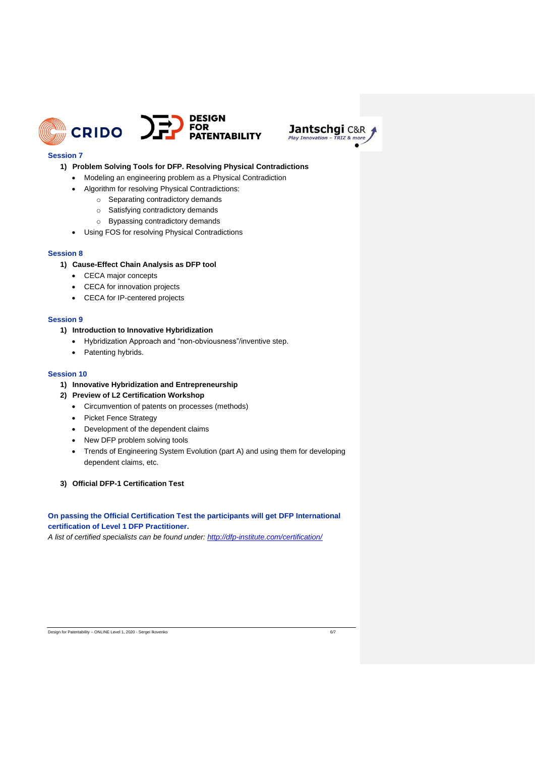### Session 7

1) **Problem Solving Tools for DFP. Resolving Physical Contradictions**
   - Modeling an engineering problem as a Physical Contradiction
   - Algorithm for resolving Physical Contradictions:
     - Separating contradictory demands
     - Satisfying contradictory demands
     - Bypassing contradictory demands
   - Using FOS for resolving Physical Contradictions

### Session 8

1) **Cause-Effect Chain Analysis as DFP tool**
   - CECA major concepts
   - CECA for innovation projects
   - CECA for IP-centered projects

### Session 9

1) **Introduction to Innovative Hybridization**
   - Hybridization Approach and “non-obviousness”/inventive step.
   - Patenting hybrids.

### Session 10

1) **Innovative Hybridization and Entrepreneurship**
2) **Preview of L2 Certification Workshop**
   - Circumvention of patents on processes (methods)
   - Picket Fence Strategy
   - Development of the dependent claims
   - New DFP problem solving tools
   - Trends of Engineering System Evolution (part A) and using them for developing dependent claims, etc.

3) **Official DFP-1 Certification Test**

**On passing the Official Certification Test the participants will get DFP International certification of Level 1 DFP Practitioner.**

*A list of certified specialists can be found under: http://dfp-institute.com/certification/*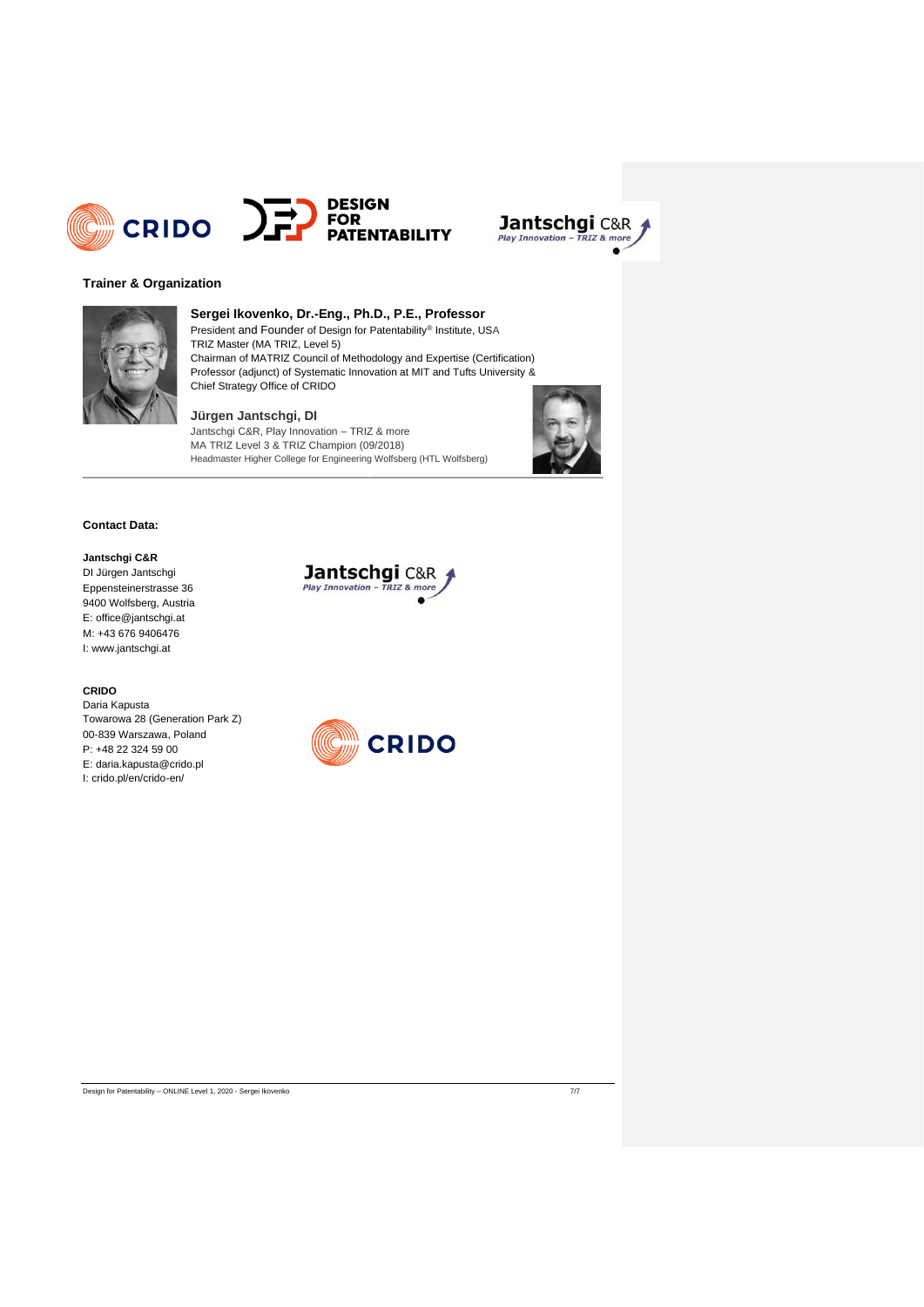## Trainer & Organization

**Sergei Ikovenko, Dr.-Eng., Ph.D., P.E., Professor**
President and Founder of Design for Patentability® Institute, USA
TRIZ Master (MA TRIZ, Level 5)
Chairman of MATRIZ Council of Methodology and Expertise (Certification)
Professor (adjunct) of Systematic Innovation at MIT and Tufts University &
Chief Strategy Office of CRIDO

**Jürgen Jantschgi, DI**
Jantschgi C&R, Play Innovation – TRIZ & more
MA TRIZ Level 3 & TRIZ Champion (09/2018)
Headmaster Higher College for Engineering Wolfsberg (HTL Wolfsberg)

---

**Contact Data:**

**Jantschgi C&R**
DI Jürgen Jantschgi
Eppensteinerstrasse 36
9400 Wolfsberg, Austria
E: office@jantschgi.at
M: +43 676 9406476
I: www.jantschgi.at

**CRIDO**
Daria Kapusta
Towarowa 28 (Generation Park Z)
00-839 Warszawa, Poland
P: +48 22 324 59 00
E: daria.kapusta@crido.pl
I: crido.pl/en/crido-en/